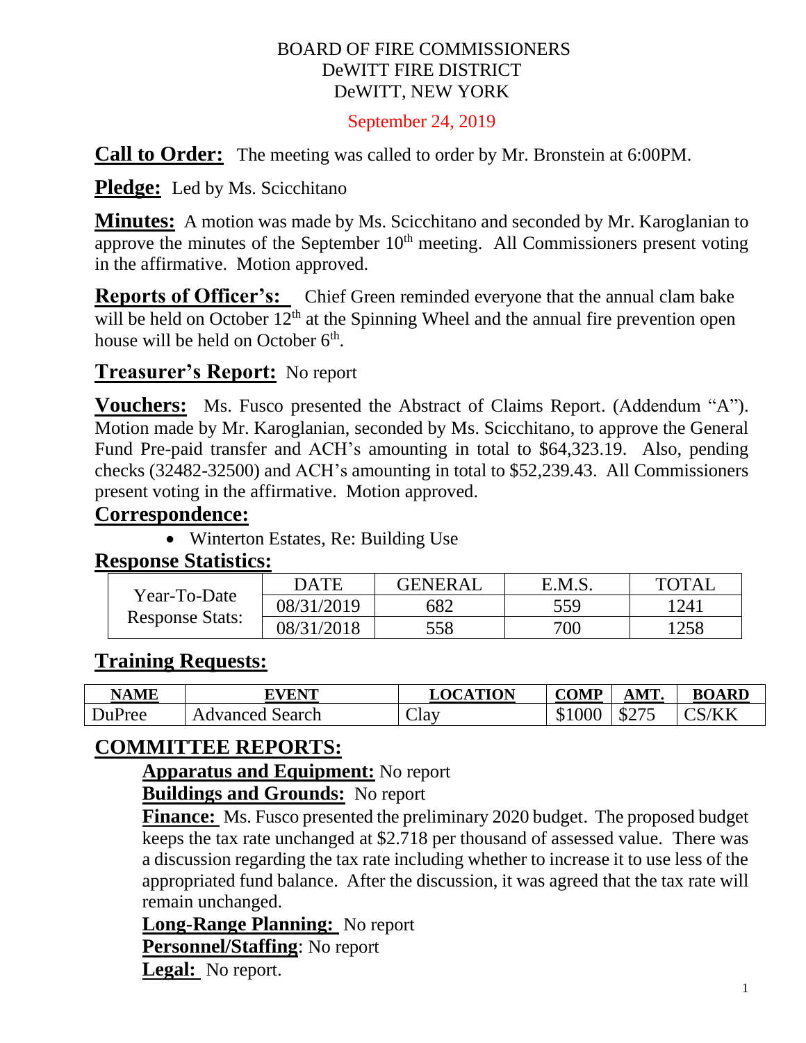BOARD OF FIRE COMMISSIONERS
DeWITT FIRE DISTRICT
DeWITT, NEW YORK

September 24, 2019

**Call to Order:** The meeting was called to order by Mr. Bronstein at 6:00PM.

**Pledge:** Led by Ms. Scicchitano

**Minutes:** A motion was made by Ms. Scicchitano and seconded by Mr. Karoglanian to approve the minutes of the September 10th meeting. All Commissioners present voting in the affirmative. Motion approved.

**Reports of Officer's:** Chief Green reminded everyone that the annual clam bake will be held on October 12th at the Spinning Wheel and the annual fire prevention open house will be held on October 6th.

**Treasurer's Report:** No report

**Vouchers:** Ms. Fusco presented the Abstract of Claims Report. (Addendum "A"). Motion made by Mr. Karoglanian, seconded by Ms. Scicchitano, to approve the General Fund Pre-paid transfer and ACH's amounting in total to $64,323.19. Also, pending checks (32482-32500) and ACH's amounting in total to $52,239.43. All Commissioners present voting in the affirmative. Motion approved.

**Correspondence:**

- Winterton Estates, Re: Building Use

**Response Statistics:**

| | DATE | GENERAL | E.M.S. | TOTAL |
|---|---|---|---|---|
| Year-To-Date Response Stats: | 08/31/2019 | 682 | 559 | 1241 |
| | 08/31/2018 | 558 | 700 | 1258 |

**Training Requests:**

| NAME | EVENT | LOCATION | COMP | AMT. | BOARD |
|---|---|---|---|---|---|
| DuPree | Advanced Search | Clay | $1000 | $275 | CS/KK |

**COMMITTEE REPORTS:**

**Apparatus and Equipment:** No report

**Buildings and Grounds:** No report

**Finance:** Ms. Fusco presented the preliminary 2020 budget. The proposed budget keeps the tax rate unchanged at $2.718 per thousand of assessed value. There was a discussion regarding the tax rate including whether to increase it to use less of the appropriated fund balance. After the discussion, it was agreed that the tax rate will remain unchanged.

**Long-Range Planning:** No report

**Personnel/Staffing**: No report

**Legal:** No report.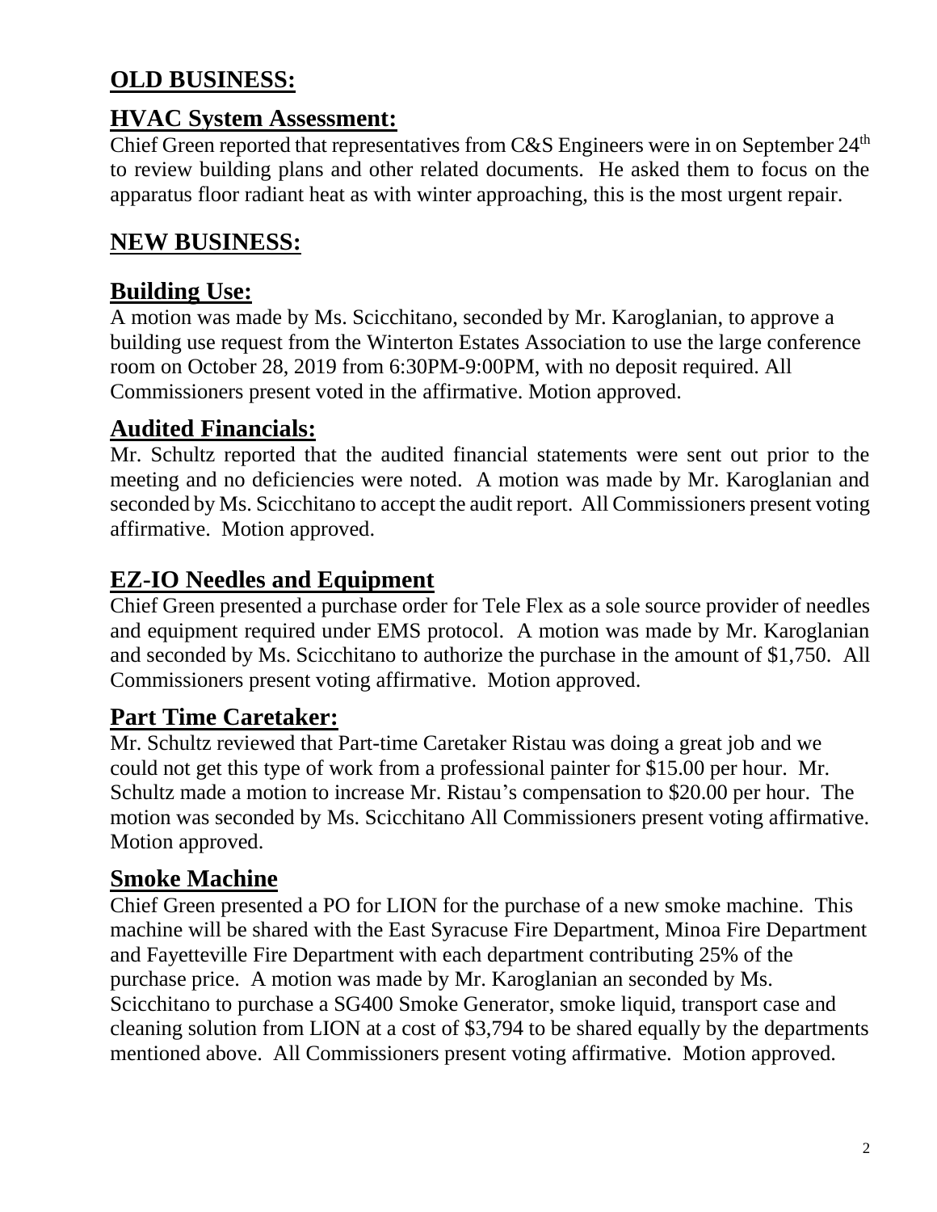## **OLD BUSINESS:**

## **HVAC System Assessment:**

Chief Green reported that representatives from C&S Engineers were in on September 24th to review building plans and other related documents. He asked them to focus on the apparatus floor radiant heat as with winter approaching, this is the most urgent repair.

## **NEW BUSINESS:**

## **Building Use:**

A motion was made by Ms. Scicchitano, seconded by Mr. Karoglanian, to approve a building use request from the Winterton Estates Association to use the large conference room on October 28, 2019 from 6:30PM-9:00PM, with no deposit required. All Commissioners present voted in the affirmative. Motion approved.

## **Audited Financials:**

Mr. Schultz reported that the audited financial statements were sent out prior to the meeting and no deficiencies were noted. A motion was made by Mr. Karoglanian and seconded by Ms. Scicchitano to accept the audit report. All Commissioners present voting affirmative. Motion approved.

## **EZ-IO Needles and Equipment**

Chief Green presented a purchase order for Tele Flex as a sole source provider of needles and equipment required under EMS protocol. A motion was made by Mr. Karoglanian and seconded by Ms. Scicchitano to authorize the purchase in the amount of $1,750. All Commissioners present voting affirmative. Motion approved.

## **Part Time Caretaker:**

Mr. Schultz reviewed that Part-time Caretaker Ristau was doing a great job and we could not get this type of work from a professional painter for $15.00 per hour. Mr. Schultz made a motion to increase Mr. Ristau's compensation to $20.00 per hour. The motion was seconded by Ms. Scicchitano All Commissioners present voting affirmative. Motion approved.

## **Smoke Machine**

Chief Green presented a PO for LION for the purchase of a new smoke machine. This machine will be shared with the East Syracuse Fire Department, Minoa Fire Department and Fayetteville Fire Department with each department contributing 25% of the purchase price. A motion was made by Mr. Karoglanian an seconded by Ms. Scicchitano to purchase a SG400 Smoke Generator, smoke liquid, transport case and cleaning solution from LION at a cost of $3,794 to be shared equally by the departments mentioned above. All Commissioners present voting affirmative. Motion approved.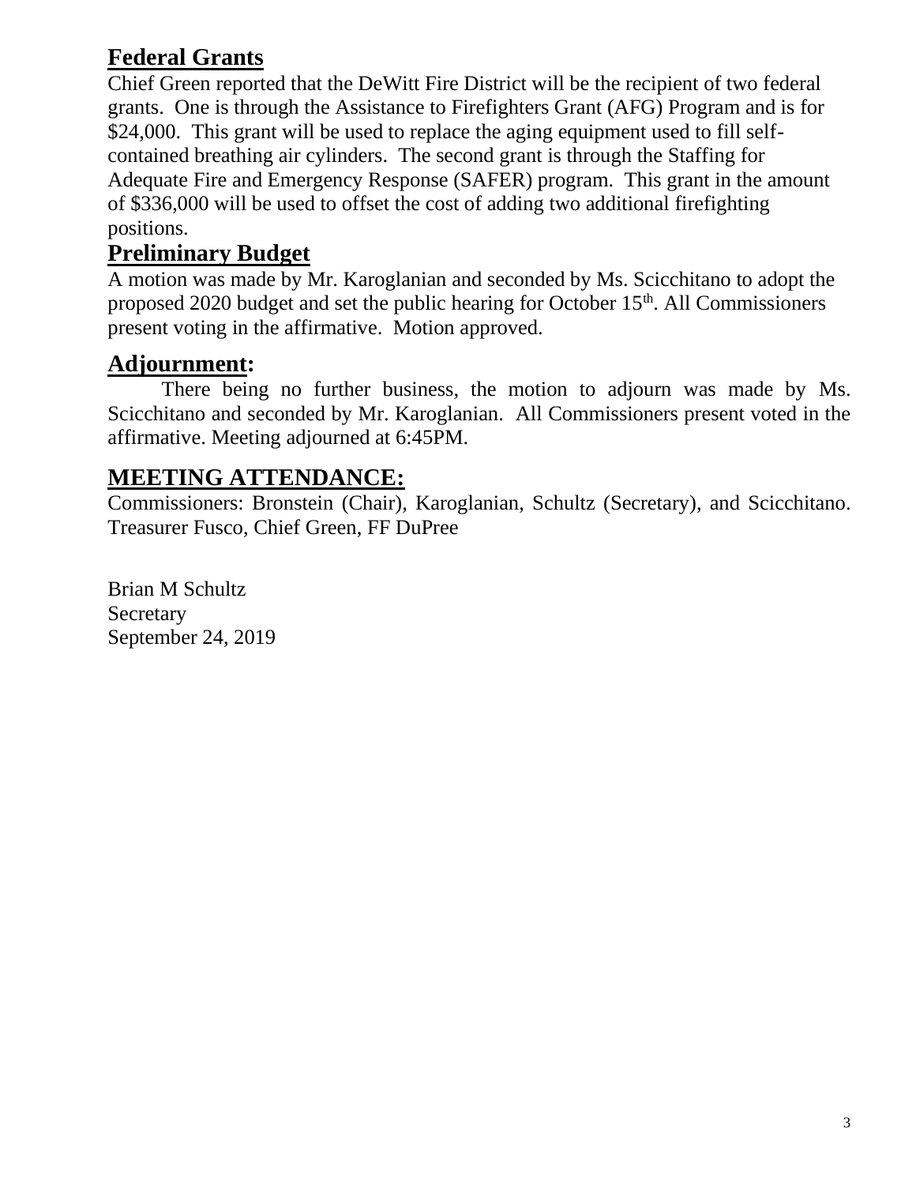## **Federal Grants**

Chief Green reported that the DeWitt Fire District will be the recipient of two federal grants. One is through the Assistance to Firefighters Grant (AFG) Program and is for $24,000. This grant will be used to replace the aging equipment used to fill self-contained breathing air cylinders. The second grant is through the Staffing for Adequate Fire and Emergency Response (SAFER) program. This grant in the amount of $336,000 will be used to offset the cost of adding two additional firefighting positions.

## **Preliminary Budget**

A motion was made by Mr. Karoglanian and seconded by Ms. Scicchitano to adopt the proposed 2020 budget and set the public hearing for October 15th. All Commissioners present voting in the affirmative. Motion approved.

## **Adjournment:**

There being no further business, the motion to adjourn was made by Ms. Scicchitano and seconded by Mr. Karoglanian. All Commissioners present voted in the affirmative. Meeting adjourned at 6:45PM.

## **MEETING ATTENDANCE:**

Commissioners: Bronstein (Chair), Karoglanian, Schultz (Secretary), and Scicchitano. Treasurer Fusco, Chief Green, FF DuPree

Brian M Schultz
Secretary
September 24, 2019